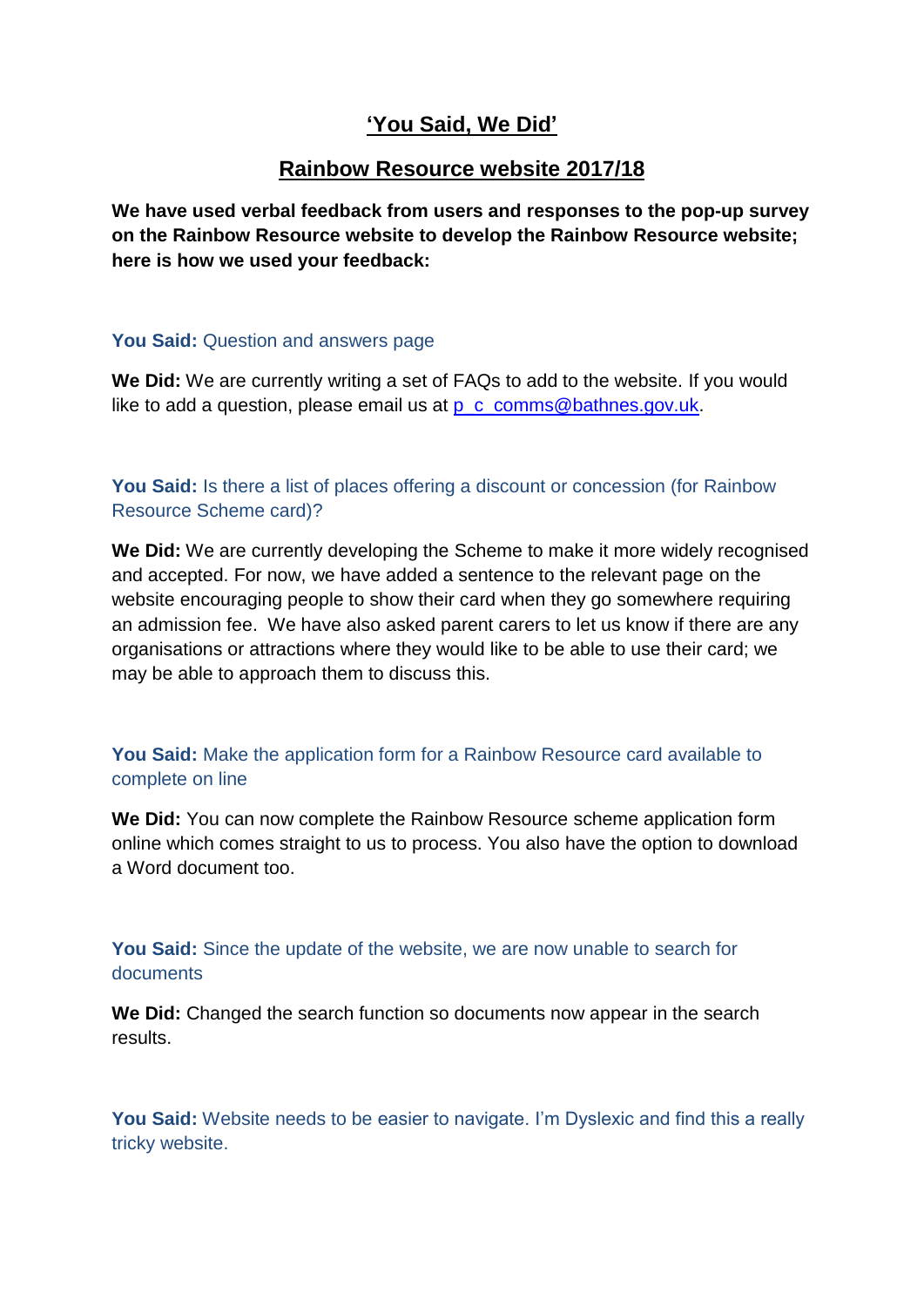# 'You Said, We Did'

## Rainbow Resource website 2017/18

**We have used verbal feedback from users and responses to the pop-up survey on the Rainbow Resource website to develop the Rainbow Resource website; here is how we used your feedback:**

**You Said:** Question and answers page

**We Did:** We are currently writing a set of FAQs to add to the website. If you would like to add a question, please email us at p_c_comms@bathnes.gov.uk.

**You Said:** Is there a list of places offering a discount or concession (for Rainbow Resource Scheme card)?

**We Did:** We are currently developing the Scheme to make it more widely recognised and accepted. For now, we have added a sentence to the relevant page on the website encouraging people to show their card when they go somewhere requiring an admission fee. We have also asked parent carers to let us know if there are any organisations or attractions where they would like to be able to use their card; we may be able to approach them to discuss this.

**You Said:** Make the application form for a Rainbow Resource card available to complete on line

**We Did:** You can now complete the Rainbow Resource scheme application form online which comes straight to us to process. You also have the option to download a Word document too.

**You Said:** Since the update of the website, we are now unable to search for documents

**We Did:** Changed the search function so documents now appear in the search results.

**You Said:** Website needs to be easier to navigate. I'm Dyslexic and find this a really tricky website.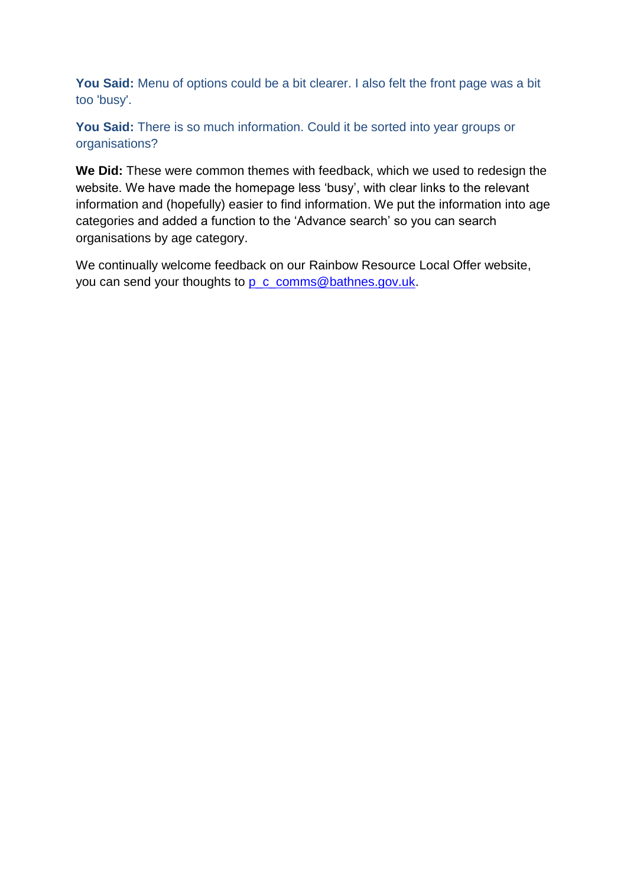**You Said:** Menu of options could be a bit clearer. I also felt the front page was a bit too 'busy'.

**You Said:** There is so much information. Could it be sorted into year groups or organisations?

**We Did:** These were common themes with feedback, which we used to redesign the website. We have made the homepage less 'busy', with clear links to the relevant information and (hopefully) easier to find information. We put the information into age categories and added a function to the 'Advance search' so you can search organisations by age category.

We continually welcome feedback on our Rainbow Resource Local Offer website, you can send your thoughts to p_c_comms@bathnes.gov.uk.